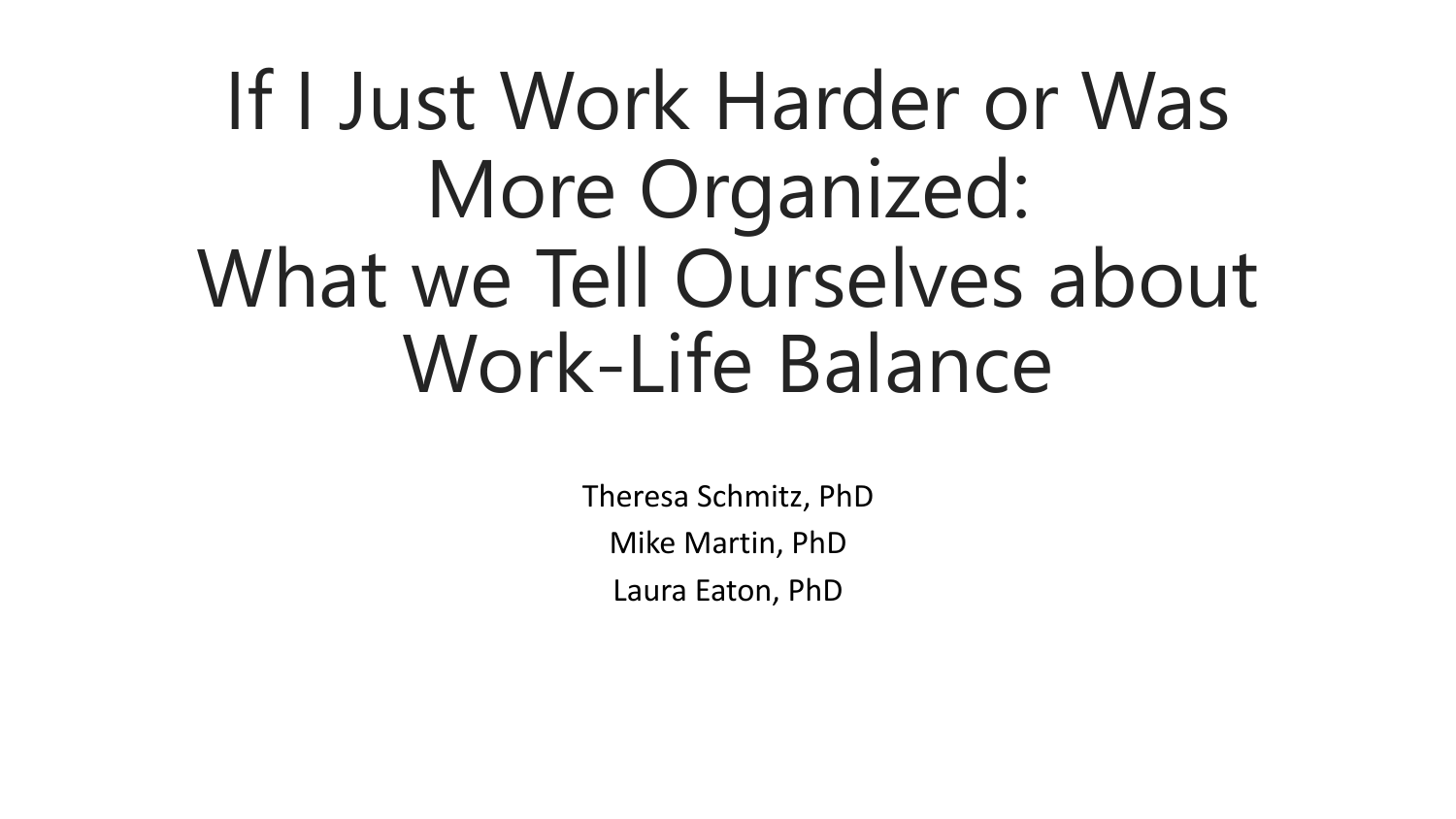# If I Just Work Harder or Was More Organized: What we Tell Ourselves about Work-Life Balance

Theresa Schmitz, PhD

Mike Martin, PhD

Laura Eaton, PhD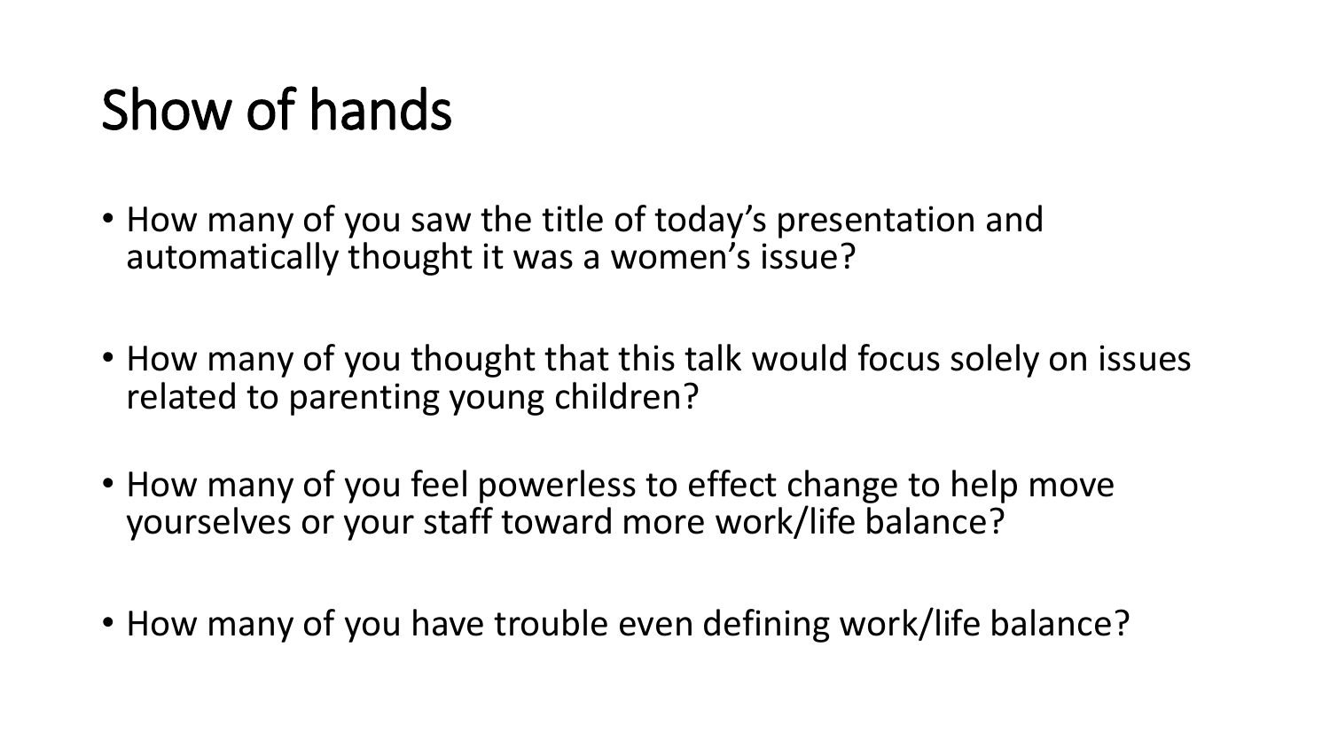# Show of hands

- How many of you saw the title of today's presentation and automatically thought it was a women's issue?
- How many of you thought that this talk would focus solely on issues related to parenting young children?
- How many of you feel powerless to effect change to help move yourselves or your staff toward more work/life balance?
- How many of you have trouble even defining work/life balance?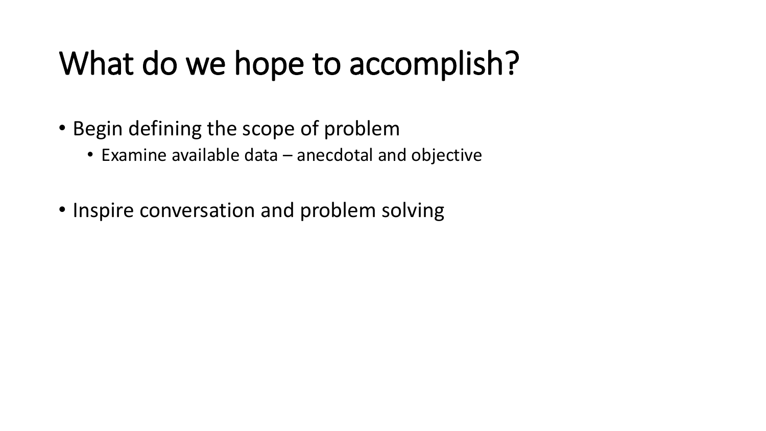# What do we hope to accomplish?

- Begin defining the scope of problem
  - Examine available data – anecdotal and objective
- Inspire conversation and problem solving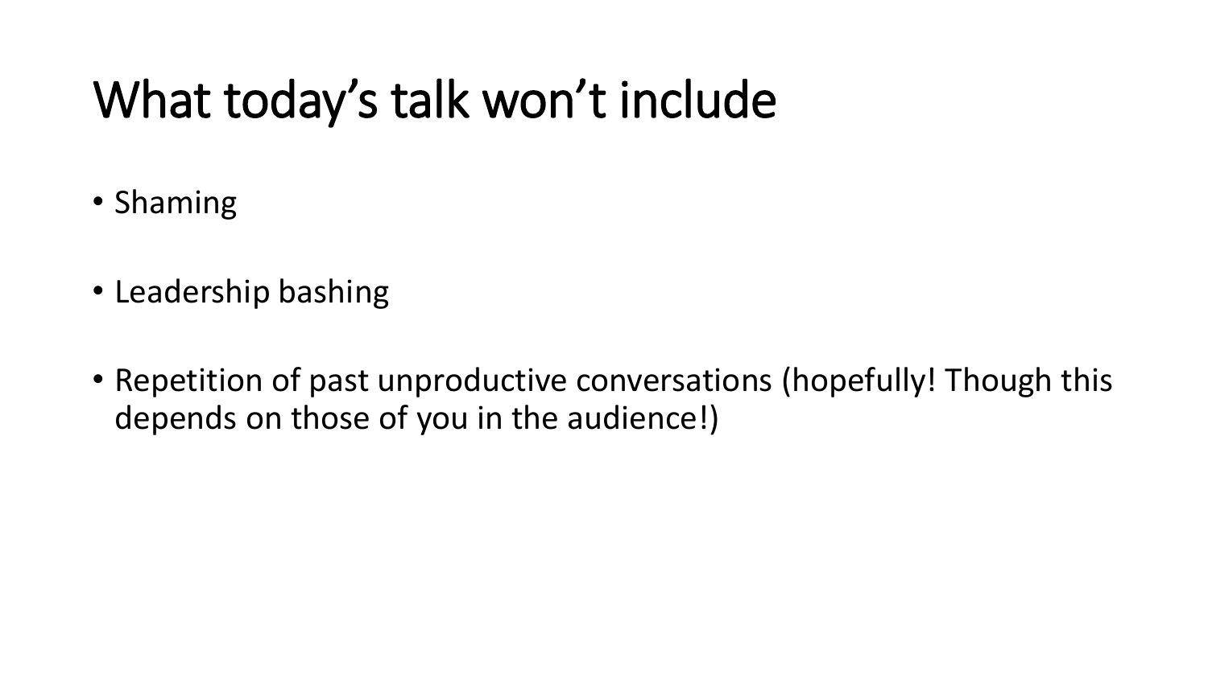# What today's talk won't include

- Shaming
- Leadership bashing
- Repetition of past unproductive conversations (hopefully! Though this depends on those of you in the audience!)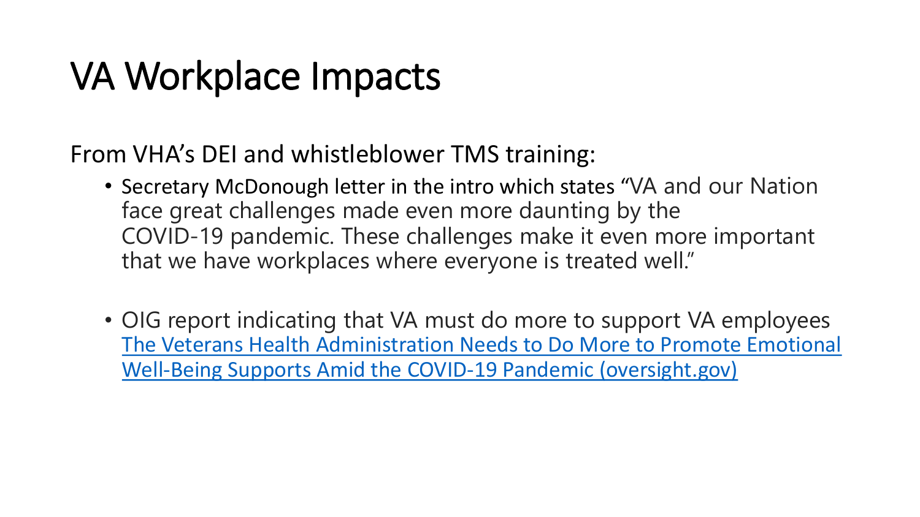# VA Workplace Impacts

From VHA's DEI and whistleblower TMS training:

- Secretary McDonough letter in the intro which states "VA and our Nation face great challenges made even more daunting by the COVID-19 pandemic. These challenges make it even more important that we have workplaces where everyone is treated well."

- OIG report indicating that VA must do more to support VA employees [The Veterans Health Administration Needs to Do More to Promote Emotional Well-Being Supports Amid the COVID-19 Pandemic (oversight.gov)]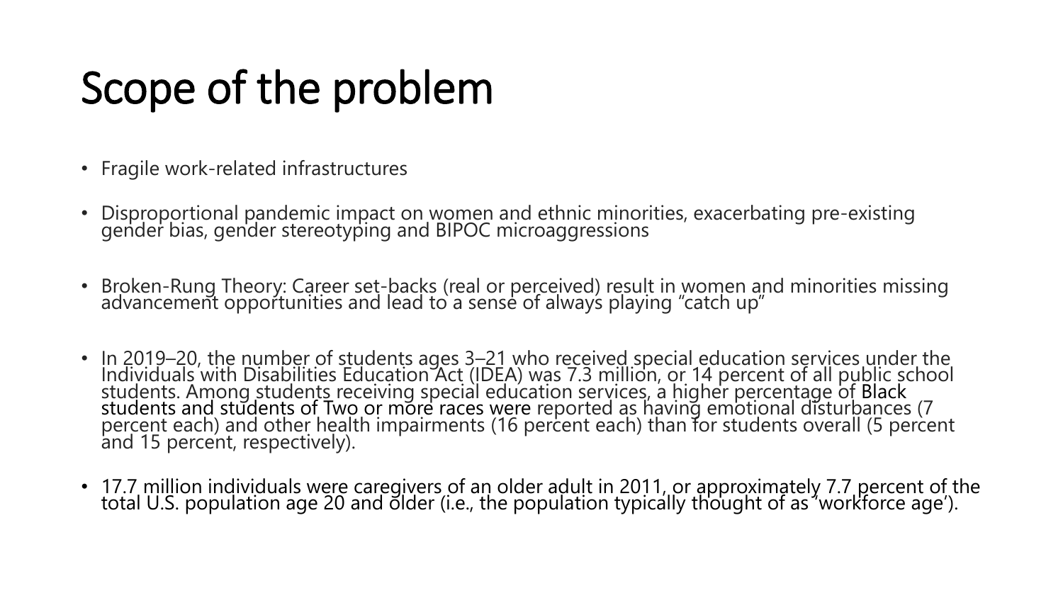# Scope of the problem

- Fragile work-related infrastructures
- Disproportional pandemic impact on women and ethnic minorities, exacerbating pre-existing gender bias, gender stereotyping and BIPOC microaggressions
- Broken-Rung Theory: Career set-backs (real or perceived) result in women and minorities missing advancement opportunities and lead to a sense of always playing "catch up"
- In 2019–20, the number of students ages 3–21 who received special education services under the Individuals with Disabilities Education Act (IDEA) was 7.3 million, or 14 percent of all public school students. Among students receiving special education services, a higher percentage of Black students and students of Two or more races were reported as having emotional disturbances (7 percent each) and other health impairments (16 percent each) than for students overall (5 percent and 15 percent, respectively).
- 17.7 million individuals were caregivers of an older adult in 2011, or approximately 7.7 percent of the total U.S. population age 20 and older (i.e., the population typically thought of as 'workforce age').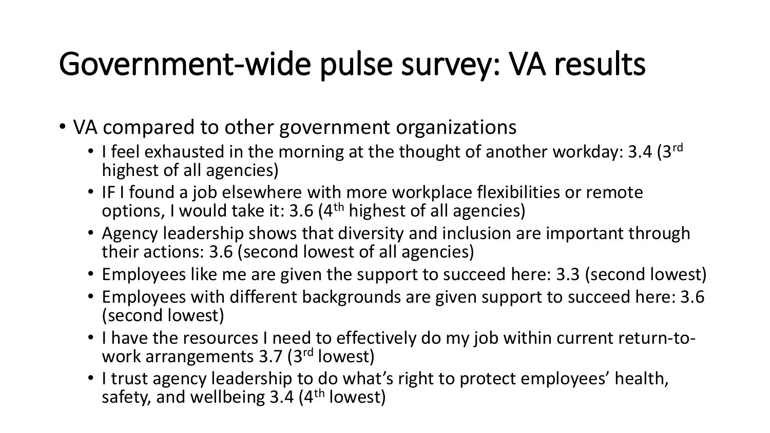# Government-wide pulse survey: VA results

- VA compared to other government organizations
  - I feel exhausted in the morning at the thought of another workday: 3.4 (3rd highest of all agencies)
  - IF I found a job elsewhere with more workplace flexibilities or remote options, I would take it: 3.6 (4th highest of all agencies)
  - Agency leadership shows that diversity and inclusion are important through their actions: 3.6 (second lowest of all agencies)
  - Employees like me are given the support to succeed here: 3.3 (second lowest)
  - Employees with different backgrounds are given support to succeed here: 3.6 (second lowest)
  - I have the resources I need to effectively do my job within current return-to-work arrangements 3.7 (3rd lowest)
  - I trust agency leadership to do what's right to protect employees' health, safety, and wellbeing 3.4 (4th lowest)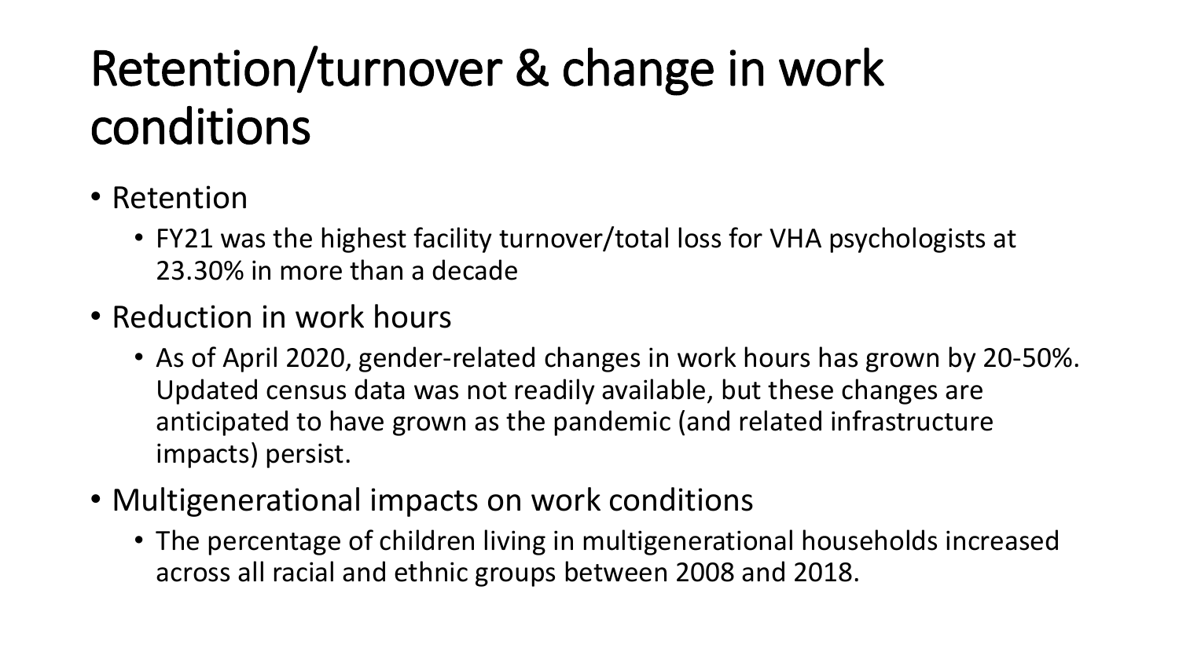# Retention/turnover & change in work conditions

- Retention
  - FY21 was the highest facility turnover/total loss for VHA psychologists at 23.30% in more than a decade
- Reduction in work hours
  - As of April 2020, gender-related changes in work hours has grown by 20-50%. Updated census data was not readily available, but these changes are anticipated to have grown as the pandemic (and related infrastructure impacts) persist.
- Multigenerational impacts on work conditions
  - The percentage of children living in multigenerational households increased across all racial and ethnic groups between 2008 and 2018.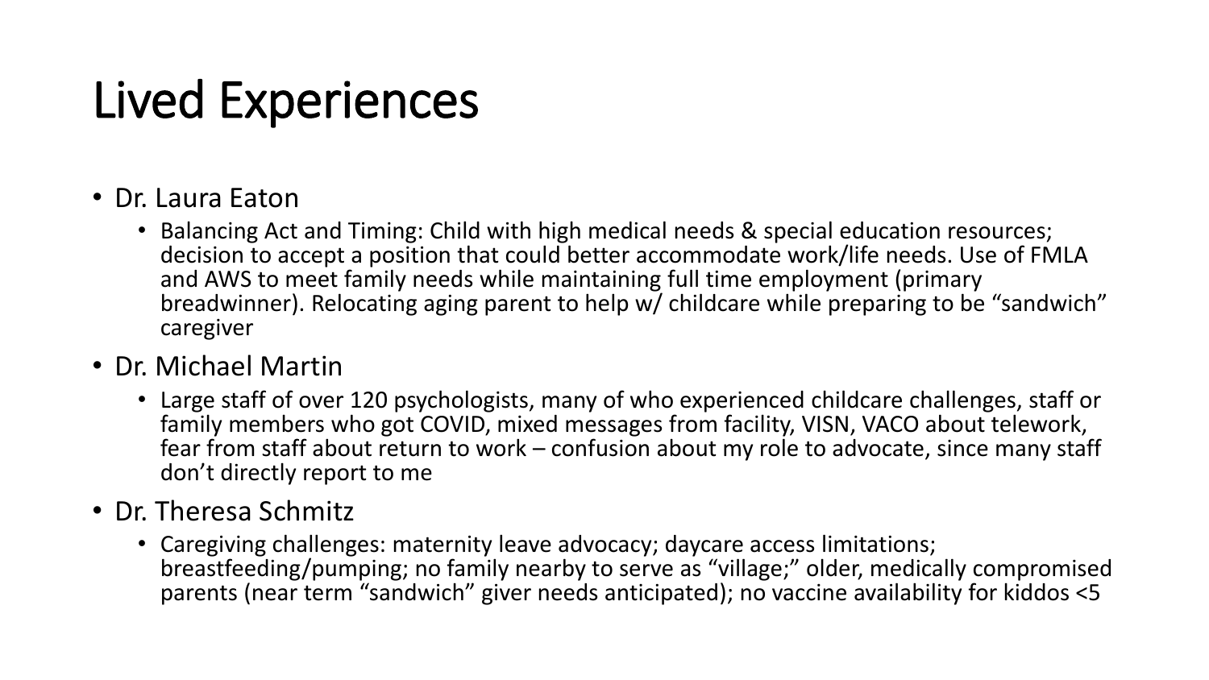# Lived Experiences

- Dr. Laura Eaton
  - Balancing Act and Timing: Child with high medical needs & special education resources; decision to accept a position that could better accommodate work/life needs. Use of FMLA and AWS to meet family needs while maintaining full time employment (primary breadwinner). Relocating aging parent to help w/ childcare while preparing to be "sandwich" caregiver
- Dr. Michael Martin
  - Large staff of over 120 psychologists, many of who experienced childcare challenges, staff or family members who got COVID, mixed messages from facility, VISN, VACO about telework, fear from staff about return to work – confusion about my role to advocate, since many staff don't directly report to me
- Dr. Theresa Schmitz
  - Caregiving challenges: maternity leave advocacy; daycare access limitations; breastfeeding/pumping; no family nearby to serve as "village;" older, medically compromised parents (near term "sandwich" giver needs anticipated); no vaccine availability for kiddos <5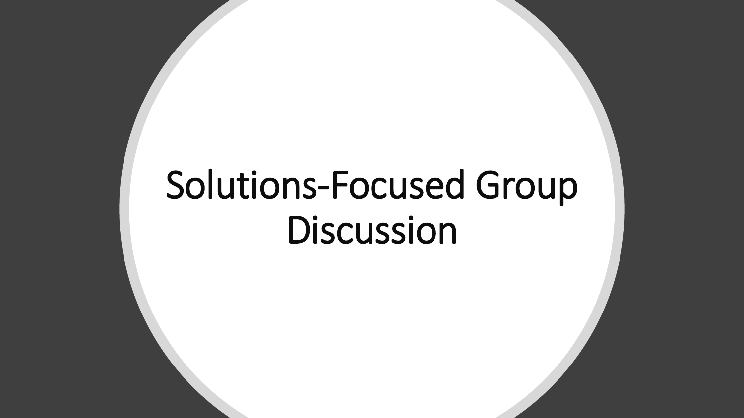# Solutions-Focused Group Discussion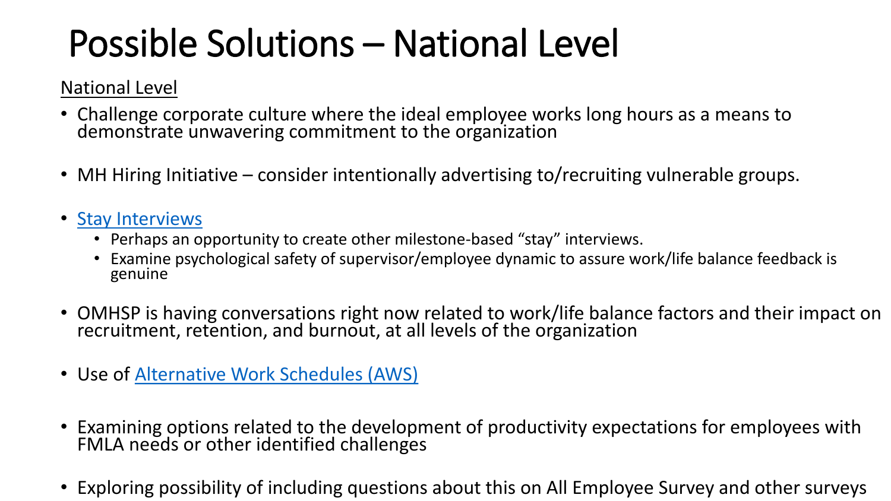# Possible Solutions – National Level

National Level

- Challenge corporate culture where the ideal employee works long hours as a means to demonstrate unwavering commitment to the organization
- MH Hiring Initiative – consider intentionally advertising to/recruiting vulnerable groups.
- Stay Interviews
  - Perhaps an opportunity to create other milestone-based "stay" interviews.
  - Examine psychological safety of supervisor/employee dynamic to assure work/life balance feedback is genuine
- OMHSP is having conversations right now related to work/life balance factors and their impact on recruitment, retention, and burnout, at all levels of the organization
- Use of Alternative Work Schedules (AWS)
- Examining options related to the development of productivity expectations for employees with FMLA needs or other identified challenges
- Exploring possibility of including questions about this on All Employee Survey and other surveys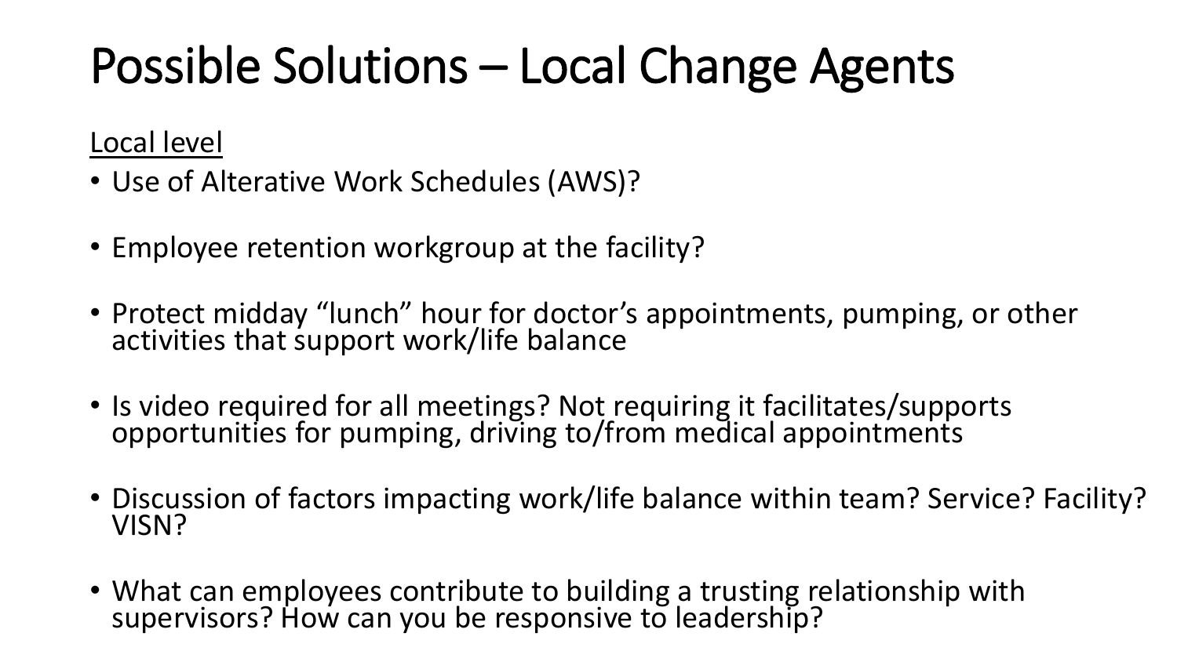# Possible Solutions – Local Change Agents

Local level

- Use of Alterative Work Schedules (AWS)?
- Employee retention workgroup at the facility?
- Protect midday "lunch" hour for doctor's appointments, pumping, or other activities that support work/life balance
- Is video required for all meetings? Not requiring it facilitates/supports opportunities for pumping, driving to/from medical appointments
- Discussion of factors impacting work/life balance within team? Service? Facility? VISN?
- What can employees contribute to building a trusting relationship with supervisors? How can you be responsive to leadership?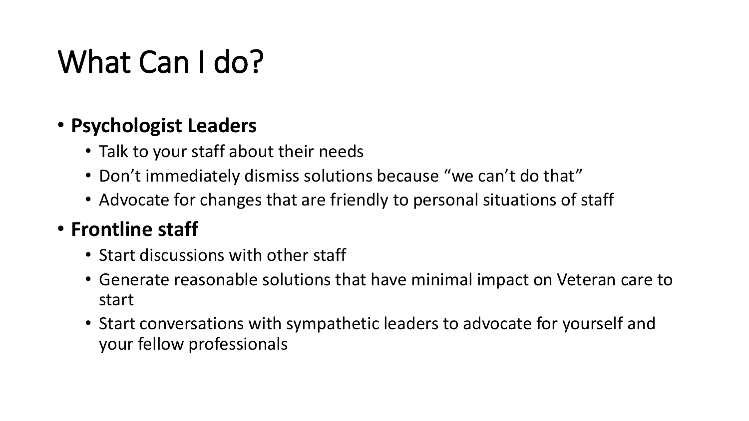# What Can I do?

- **Psychologist Leaders**
  - Talk to your staff about their needs
  - Don't immediately dismiss solutions because "we can't do that"
  - Advocate for changes that are friendly to personal situations of staff
- **Frontline staff**
  - Start discussions with other staff
  - Generate reasonable solutions that have minimal impact on Veteran care to start
  - Start conversations with sympathetic leaders to advocate for yourself and your fellow professionals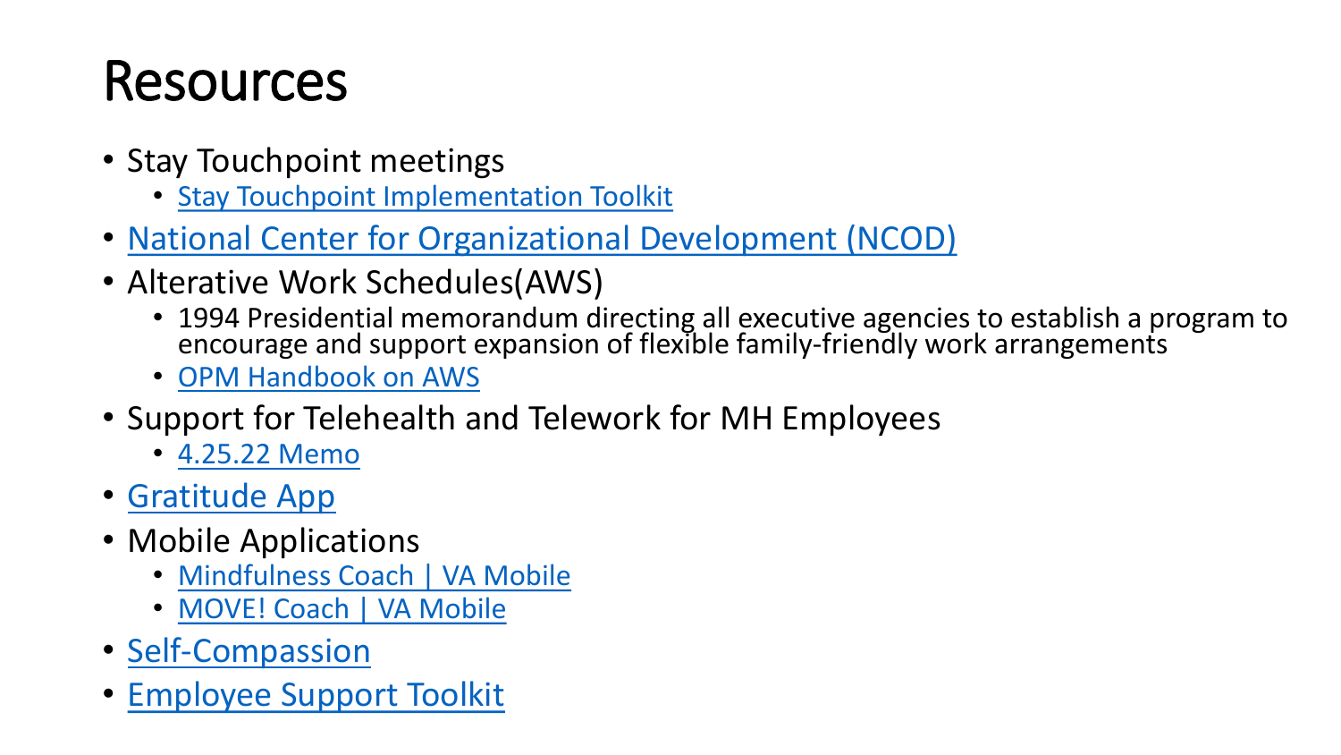# Resources

- Stay Touchpoint meetings
  - Stay Touchpoint Implementation Toolkit
- National Center for Organizational Development (NCOD)
- Alterative Work Schedules(AWS)
  - 1994 Presidential memorandum directing all executive agencies to establish a program to encourage and support expansion of flexible family-friendly work arrangements
  - OPM Handbook on AWS
- Support for Telehealth and Telework for MH Employees
  - 4.25.22 Memo
- Gratitude App
- Mobile Applications
  - Mindfulness Coach | VA Mobile
  - MOVE! Coach | VA Mobile
- Self-Compassion
- Employee Support Toolkit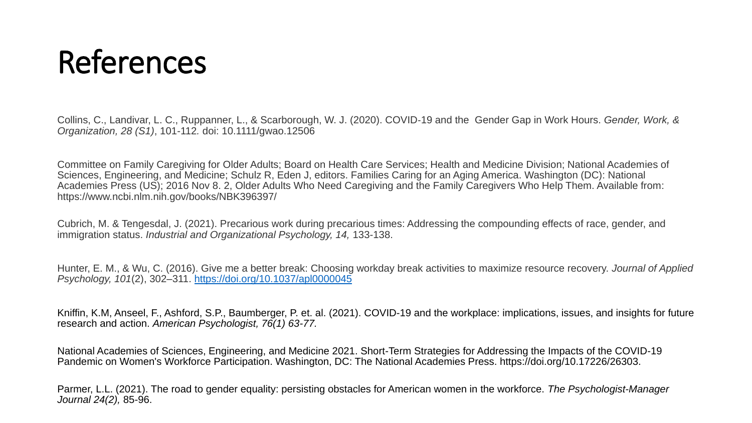# References

Collins, C., Landivar, L. C., Ruppanner, L., & Scarborough, W. J. (2020). COVID-19 and the Gender Gap in Work Hours. *Gender, Work, & Organization, 28 (S1)*, 101-112. doi: 10.1111/gwao.12506

Committee on Family Caregiving for Older Adults; Board on Health Care Services; Health and Medicine Division; National Academies of Sciences, Engineering, and Medicine; Schulz R, Eden J, editors. Families Caring for an Aging America. Washington (DC): National Academies Press (US); 2016 Nov 8. 2, Older Adults Who Need Caregiving and the Family Caregivers Who Help Them. Available from: https://www.ncbi.nlm.nih.gov/books/NBK396397/

Cubrich, M. & Tengesdal, J. (2021). Precarious work during precarious times: Addressing the compounding effects of race, gender, and immigration status. *Industrial and Organizational Psychology, 14,* 133-138.

Hunter, E. M., & Wu, C. (2016). Give me a better break: Choosing workday break activities to maximize resource recovery. *Journal of Applied Psychology, 101*(2), 302–311. https://doi.org/10.1037/apl0000045

Kniffin, K.M, Anseel, F., Ashford, S.P., Baumberger, P. et. al. (2021). COVID-19 and the workplace: implications, issues, and insights for future research and action. *American Psychologist, 76(1) 63-77.*

National Academies of Sciences, Engineering, and Medicine 2021. Short-Term Strategies for Addressing the Impacts of the COVID-19 Pandemic on Women's Workforce Participation. Washington, DC: The National Academies Press. https://doi.org/10.17226/26303.

Parmer, L.L. (2021). The road to gender equality: persisting obstacles for American women in the workforce. *The Psychologist-Manager Journal 24(2),* 85-96.